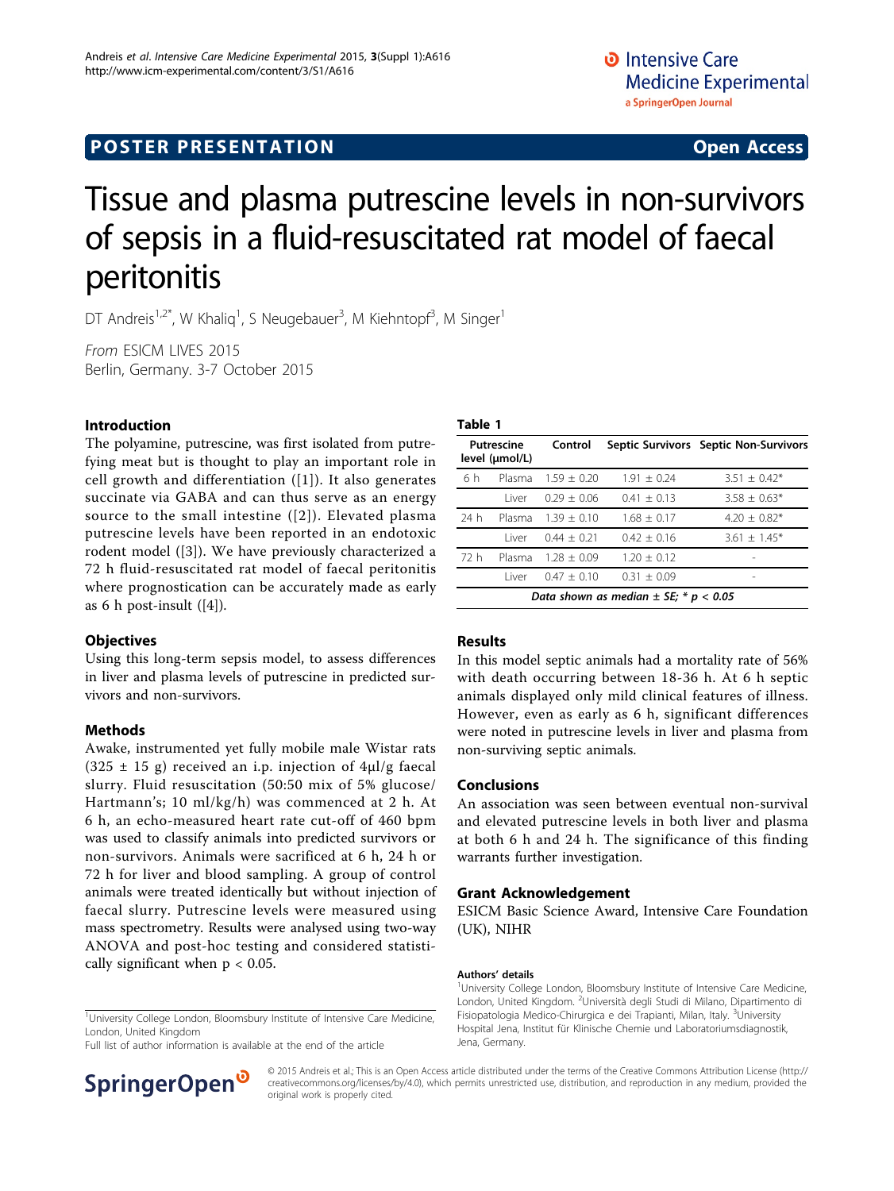POSTER PRESENTATION — Open Access

# Tissue and plasma putrescine levels in non-survivors of sepsis in a fluid-resuscitated rat model of faecal peritonitis

DT Andreis[1,2*], W Khaliq[1], S Neugebauer[3], M Kiehntopf[3], M Singer[1]

*From* ESICM LIVES 2015
Berlin, Germany. 3-7 October 2015

## Introduction

The polyamine, putrescine, was first isolated from putrefying meat but is thought to play an important role in cell growth and differentiation ([1]). It also generates succinate via GABA and can thus serve as an energy source to the small intestine ([2]). Elevated plasma putrescine levels have been reported in an endotoxic rodent model ([3]). We have previously characterized a 72 h fluid-resuscitated rat model of faecal peritonitis where prognostication can be accurately made as early as 6 h post-insult ([4]).

## Objectives

Using this long-term sepsis model, to assess differences in liver and plasma levels of putrescine in predicted survivors and non-survivors.

## Methods

Awake, instrumented yet fully mobile male Wistar rats (325 ± 15 g) received an i.p. injection of 4μl/g faecal slurry. Fluid resuscitation (50:50 mix of 5% glucose/Hartmann's; 10 ml/kg/h) was commenced at 2 h. At 6 h, an echo-measured heart rate cut-off of 460 bpm was used to classify animals into predicted survivors or non-survivors. Animals were sacrificed at 6 h, 24 h or 72 h for liver and blood sampling. A group of control animals were treated identically but without injection of faecal slurry. Putrescine levels were measured using mass spectrometry. Results were analysed using two-way ANOVA and post-hoc testing and considered statistically significant when $p < 0.05$.

**Table 1**

| Putrescine level (μmol/L) | | Control | Septic Survivors | Septic Non-Survivors |
|---|---|---|---|---|
| 6 h | Plasma | 1.59 ± 0.20 | 1.91 ± 0.24 | 3.51 ± 0.42* |
| | Liver | 0.29 ± 0.06 | 0.41 ± 0.13 | 3.58 ± 0.63* |
| 24 h | Plasma | 1.39 ± 0.10 | 1.68 ± 0.17 | 4.20 ± 0.82* |
| | Liver | 0.44 ± 0.21 | 0.42 ± 0.16 | 3.61 ± 1.45* |
| 72 h | Plasma | 1.28 ± 0.09 | 1.20 ± 0.12 | - |
| | Liver | 0.47 ± 0.10 | 0.31 ± 0.09 | - |

*Data shown as median ± SE; * p < 0.05*

## Results

In this model septic animals had a mortality rate of 56% with death occurring between 18-36 h. At 6 h septic animals displayed only mild clinical features of illness. However, even as early as 6 h, significant differences were noted in putrescine levels in liver and plasma from non-surviving septic animals.

## Conclusions

An association was seen between eventual non-survival and elevated putrescine levels in both liver and plasma at both 6 h and 24 h. The significance of this finding warrants further investigation.

## Grant Acknowledgement

ESICM Basic Science Award, Intensive Care Foundation (UK), NIHR

### Authors' details

[1]University College London, Bloomsbury Institute of Intensive Care Medicine, London, United Kingdom. [2]Università degli Studi di Milano, Dipartimento di Fisiopatologia Medico-Chirurgica e dei Trapianti, Milan, Italy. [3]University Hospital Jena, Institut für Klinische Chemie und Laboratoriumsdiagnostik, Jena, Germany.

[1]University College London, Bloomsbury Institute of Intensive Care Medicine, London, United Kingdom
Full list of author information is available at the end of the article

© 2015 Andreis et al.; This is an Open Access article distributed under the terms of the Creative Commons Attribution License (http://creativecommons.org/licenses/by/4.0), which permits unrestricted use, distribution, and reproduction in any medium, provided the original work is properly cited.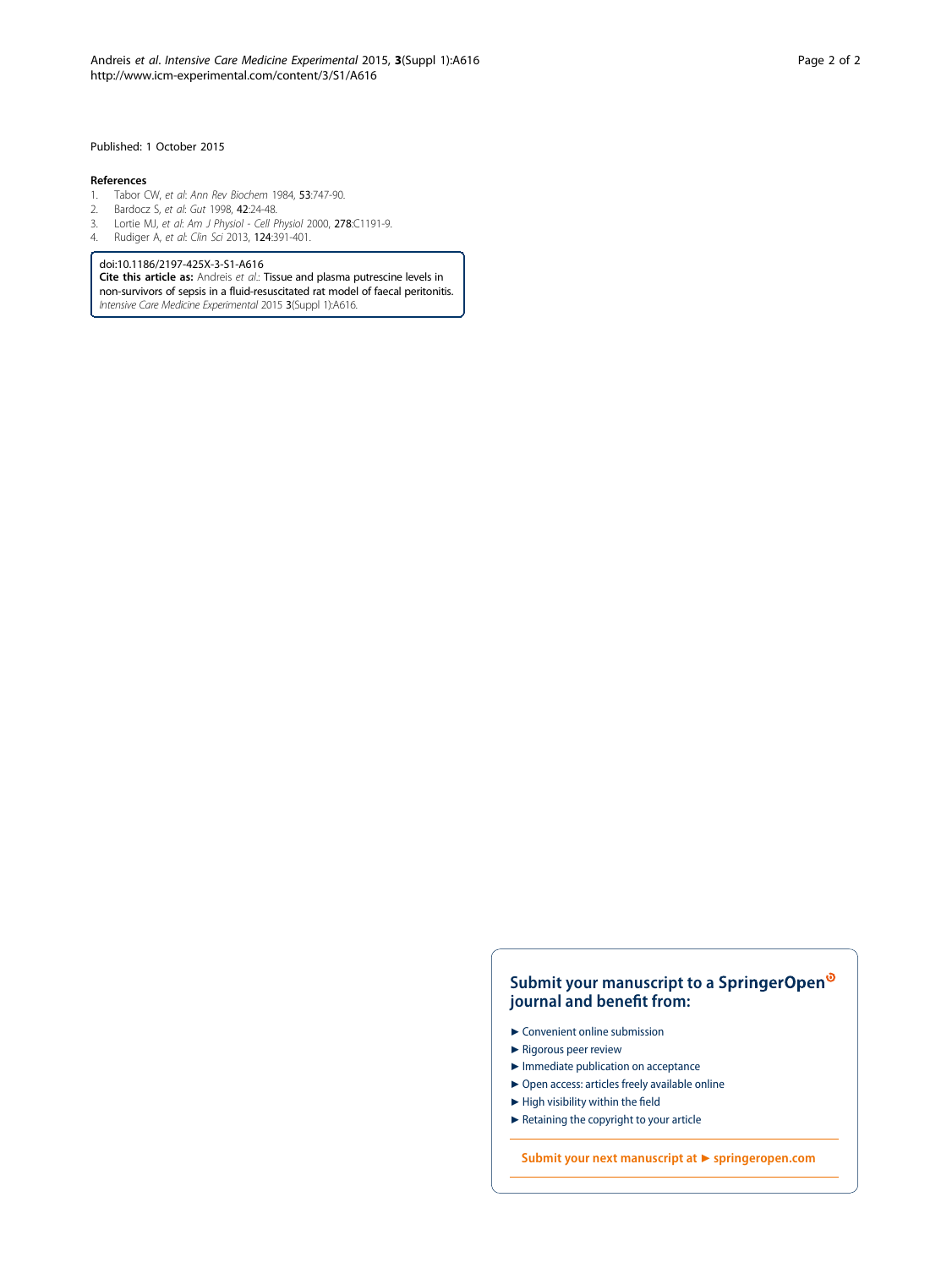Published: 1 October 2015

### References

1. Tabor CW, *et al*: *Ann Rev Biochem* 1984, **53**:747-90.
2. Bardocz S, *et al*: *Gut* 1998, **42**:24-48.
3. Lortie MJ, *et al*: *Am J Physiol - Cell Physiol* 2000, **278**:C1191-9.
4. Rudiger A, *et al*: *Clin Sci* 2013, **124**:391-401.

doi:10.1186/2197-425X-3-S1-A616
**Cite this article as:** Andreis *et al.*: Tissue and plasma putrescine levels in non-survivors of sepsis in a fluid-resuscitated rat model of faecal peritonitis. *Intensive Care Medicine Experimental* 2015 **3**(Suppl 1):A616.

**Submit your manuscript to a SpringerOpen journal and benefit from:**

- ► Convenient online submission
- ► Rigorous peer review
- ► Immediate publication on acceptance
- ► Open access: articles freely available online
- ► High visibility within the field
- ► Retaining the copyright to your article

**Submit your next manuscript at ► springeropen.com**